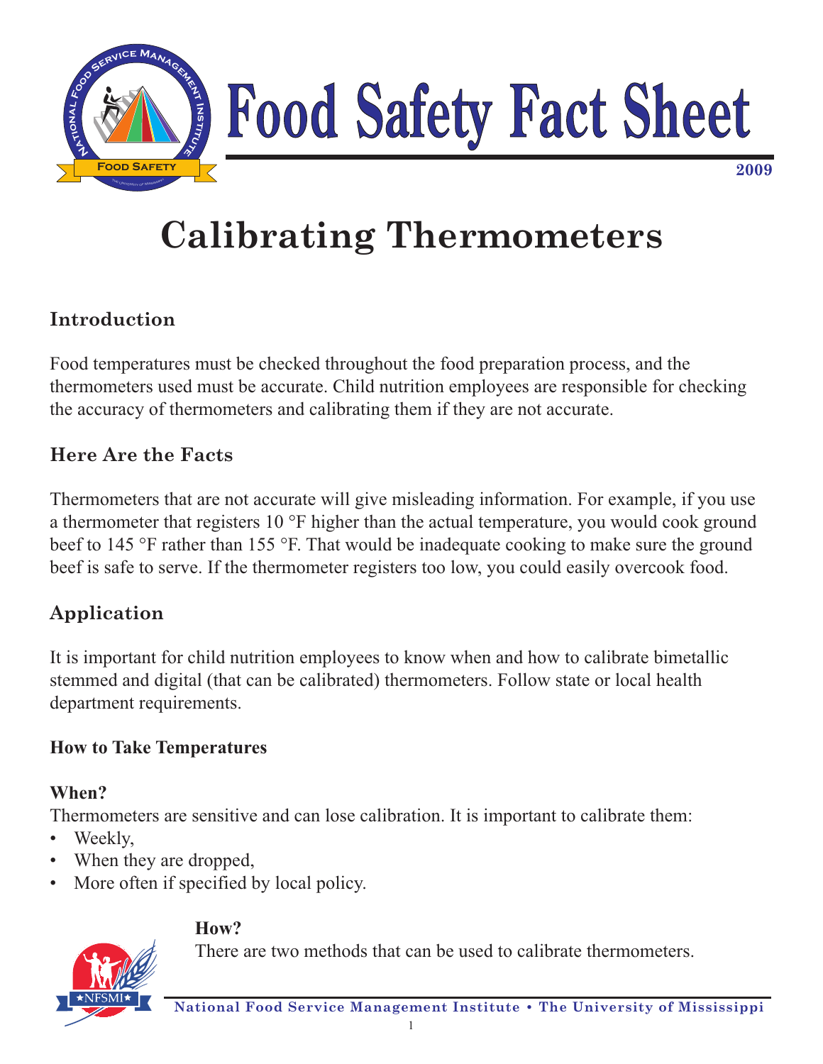# Food Safety Fact Sheet

2009

# Calibrating Thermometers

## Introduction

Food temperatures must be checked throughout the food preparation process, and the thermometers used must be accurate. Child nutrition employees are responsible for checking the accuracy of thermometers and calibrating them if they are not accurate.

## Here Are the Facts

Thermometers that are not accurate will give misleading information. For example, if you use a thermometer that registers 10 °F higher than the actual temperature, you would cook ground beef to 145 °F rather than 155 °F. That would be inadequate cooking to make sure the ground beef is safe to serve. If the thermometer registers too low, you could easily overcook food.

## Application

It is important for child nutrition employees to know when and how to calibrate bimetallic stemmed and digital (that can be calibrated) thermometers. Follow state or local health department requirements.

### How to Take Temperatures

**When?**

Thermometers are sensitive and can lose calibration. It is important to calibrate them:

- Weekly,
- When they are dropped,
- More often if specified by local policy.

**How?**

There are two methods that can be used to calibrate thermometers.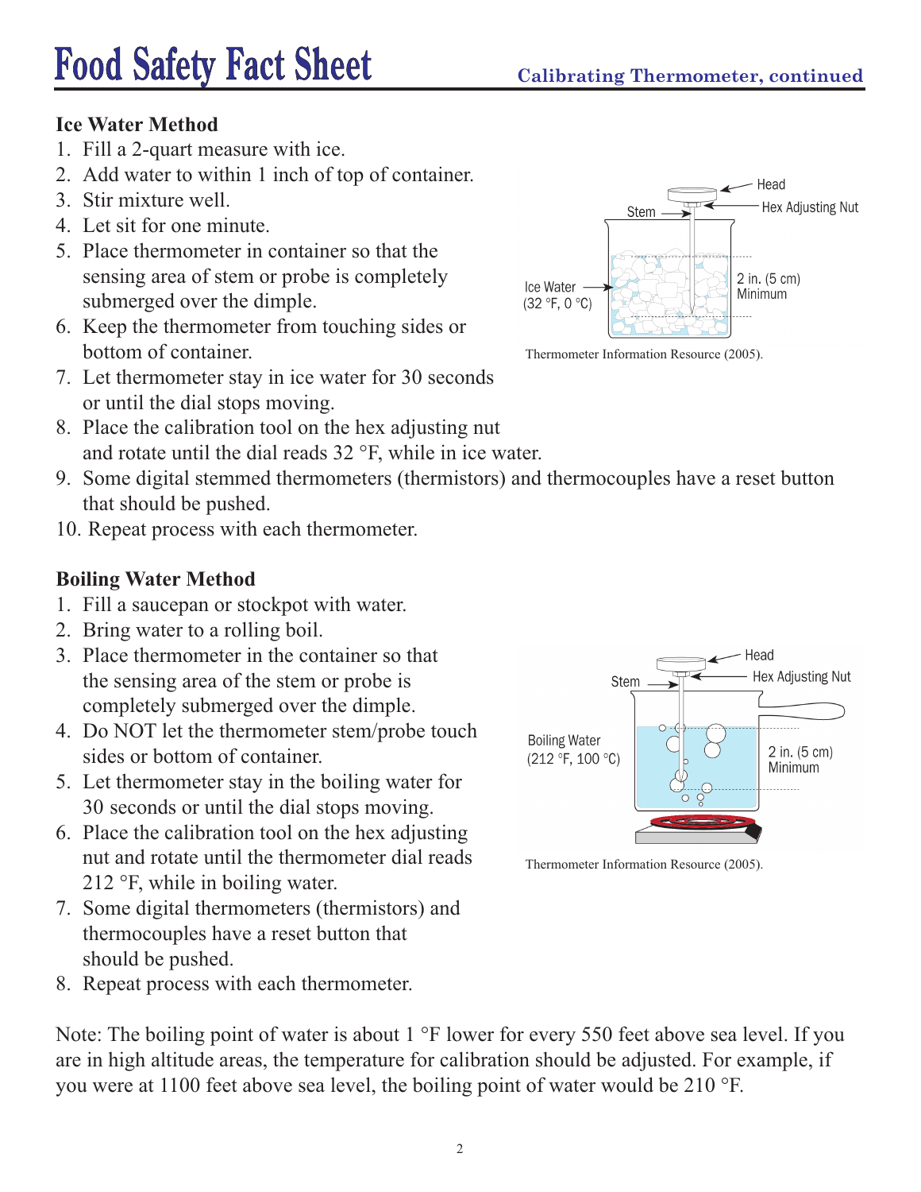## Ice Water Method

1. Fill a 2-quart measure with ice.
2. Add water to within 1 inch of top of container.
3. Stir mixture well.
4. Let sit for one minute.
5. Place thermometer in container so that the sensing area of stem or probe is completely submerged over the dimple.
6. Keep the thermometer from touching sides or bottom of container.
7. Let thermometer stay in ice water for 30 seconds or until the dial stops moving.
8. Place the calibration tool on the hex adjusting nut and rotate until the dial reads 32 °F, while in ice water.
9. Some digital stemmed thermometers (thermistors) and thermocouples have a reset button that should be pushed.
10. Repeat process with each thermometer.

Thermometer Information Resource (2005).

## Boiling Water Method

1. Fill a saucepan or stockpot with water.
2. Bring water to a rolling boil.
3. Place thermometer in the container so that the sensing area of the stem or probe is completely submerged over the dimple.
4. Do NOT let the thermometer stem/probe touch sides or bottom of container.
5. Let thermometer stay in the boiling water for 30 seconds or until the dial stops moving.
6. Place the calibration tool on the hex adjusting nut and rotate until the thermometer dial reads 212 °F, while in boiling water.
7. Some digital thermometers (thermistors) and thermocouples have a reset button that should be pushed.
8. Repeat process with each thermometer.

Thermometer Information Resource (2005).

Note: The boiling point of water is about 1 °F lower for every 550 feet above sea level. If you are in high altitude areas, the temperature for calibration should be adjusted. For example, if you were at 1100 feet above sea level, the boiling point of water would be 210 °F.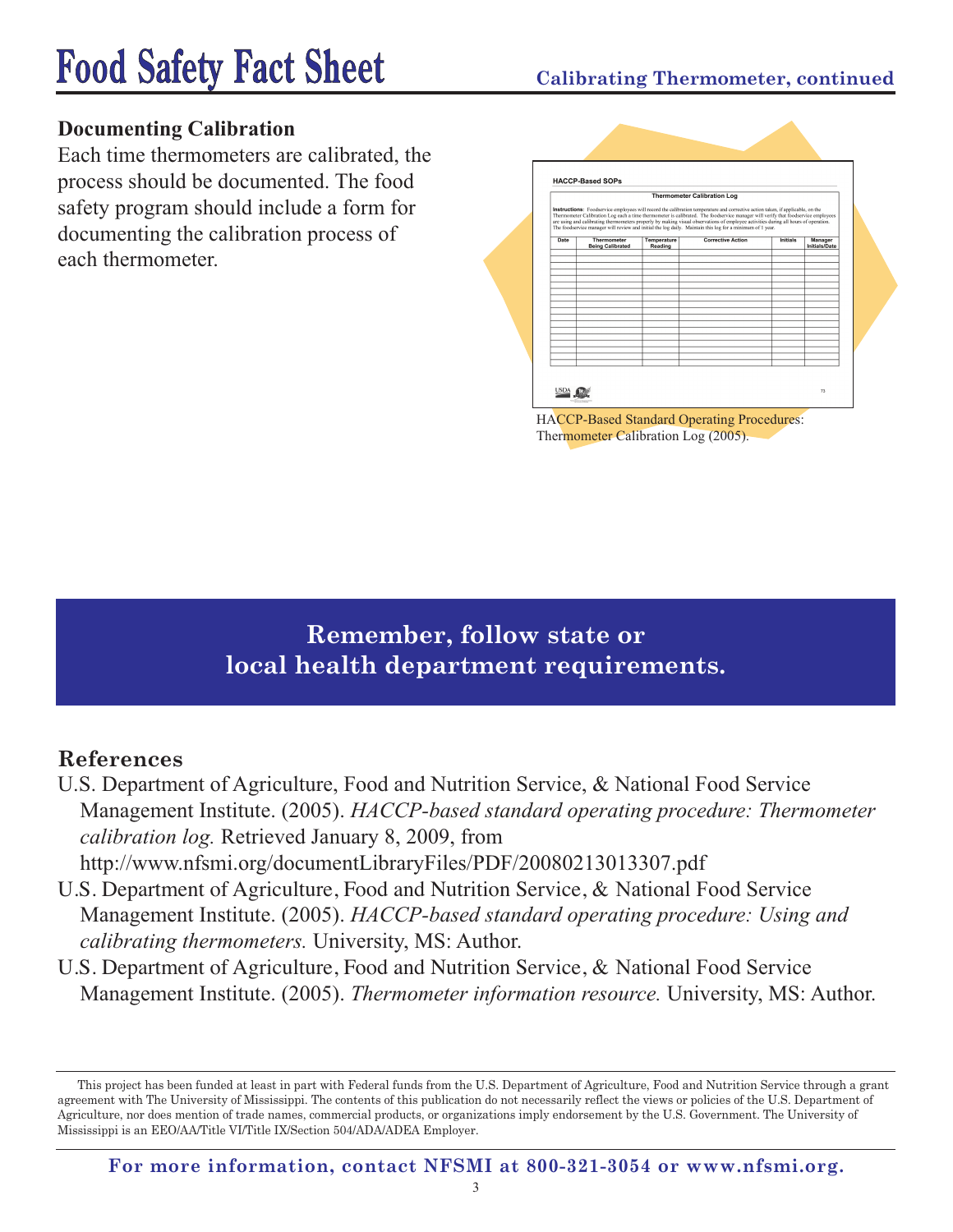## Documenting Calibration

Each time thermometers are calibrated, the process should be documented. The food safety program should include a form for documenting the calibration process of each thermometer.

HACCP-Based Standard Operating Procedures: Thermometer Calibration Log (2005).

**Remember, follow state or local health department requirements.**

## References

U.S. Department of Agriculture, Food and Nutrition Service, & National Food Service Management Institute. (2005). *HACCP-based standard operating procedure: Thermometer calibration log.* Retrieved January 8, 2009, from http://www.nfsmi.org/documentLibraryFiles/PDF/20080213013307.pdf

U.S. Department of Agriculture, Food and Nutrition Service, & National Food Service Management Institute. (2005). *HACCP-based standard operating procedure: Using and calibrating thermometers.* University, MS: Author.

U.S. Department of Agriculture, Food and Nutrition Service, & National Food Service Management Institute. (2005). *Thermometer information resource.* University, MS: Author.

This project has been funded at least in part with Federal funds from the U.S. Department of Agriculture, Food and Nutrition Service through a grant agreement with The University of Mississippi. The contents of this publication do not necessarily reflect the views or policies of the U.S. Department of Agriculture, nor does mention of trade names, commercial products, or organizations imply endorsement by the U.S. Government. The University of Mississippi is an EEO/AA/Title VI/Title IX/Section 504/ADA/ADEA Employer.

**For more information, contact NFSMI at 800-321-3054 or www.nfsmi.org.**